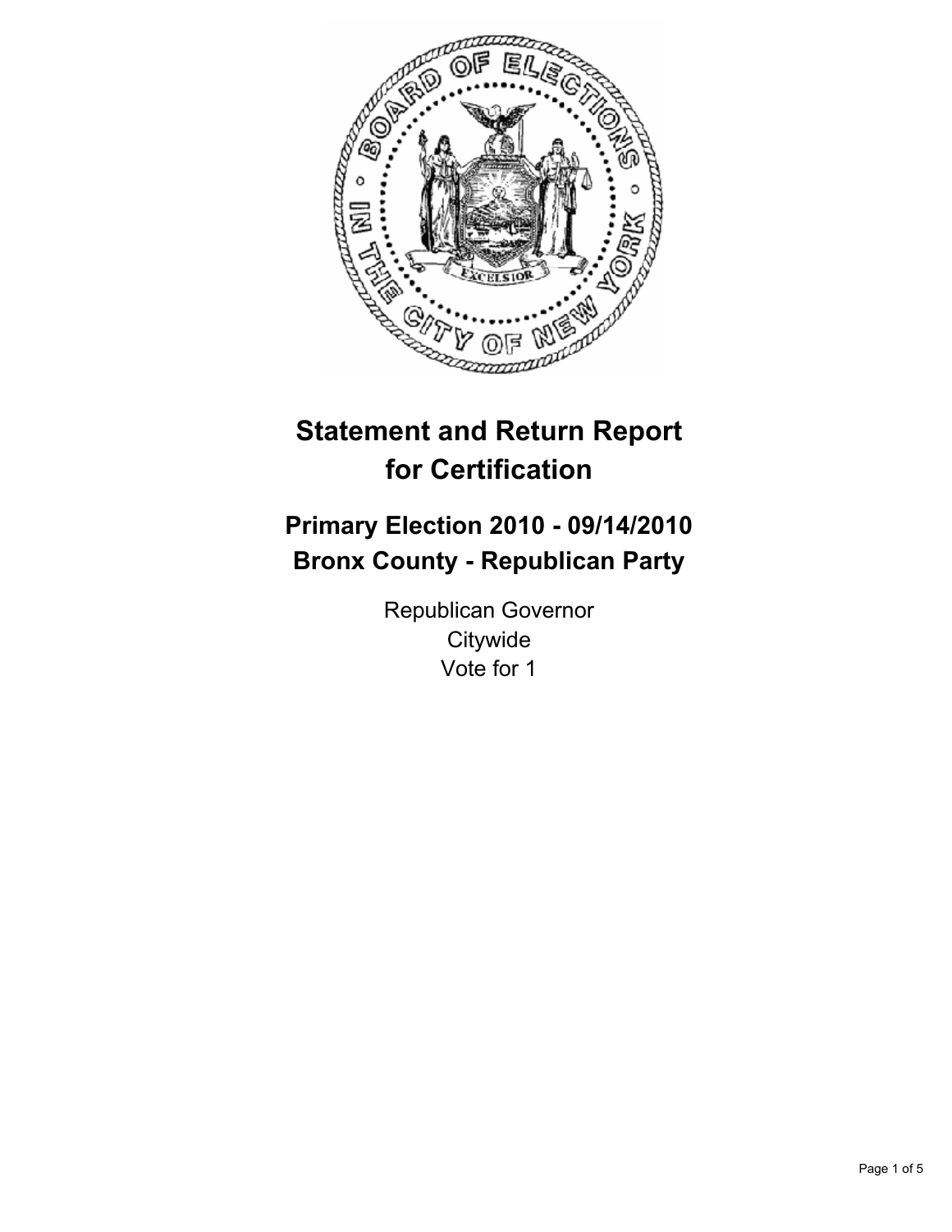# Statement and Return Report for Certification

## Primary Election 2010 - 09/14/2010
## Bronx County - Republican Party

Republican Governor
Citywide
Vote for 1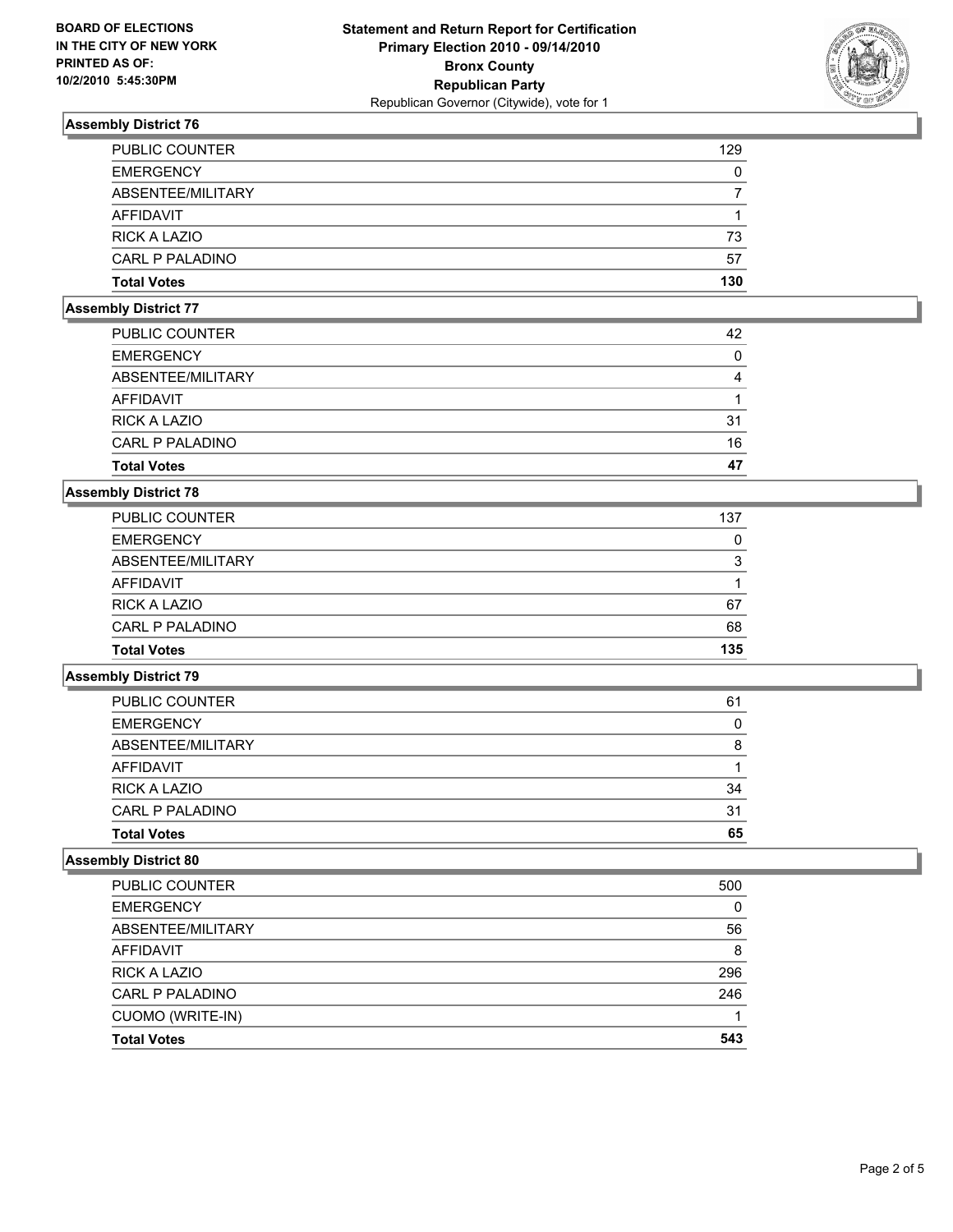BOARD OF ELECTIONS
IN THE CITY OF NEW YORK
PRINTED AS OF:
10/2/2010 5:45:30PM

**Statement and Return Report for Certification**
**Primary Election 2010 - 09/14/2010**
**Bronx County**
**Republican Party**
Republican Governor (Citywide), vote for 1

### Assembly District 76

| | |
|---|---|
| PUBLIC COUNTER | 129 |
| EMERGENCY | 0 |
| ABSENTEE/MILITARY | 7 |
| AFFIDAVIT | 1 |
| RICK A LAZIO | 73 |
| CARL P PALADINO | 57 |
| **Total Votes** | **130** |

### Assembly District 77

| | |
|---|---|
| PUBLIC COUNTER | 42 |
| EMERGENCY | 0 |
| ABSENTEE/MILITARY | 4 |
| AFFIDAVIT | 1 |
| RICK A LAZIO | 31 |
| CARL P PALADINO | 16 |
| **Total Votes** | **47** |

### Assembly District 78

| | |
|---|---|
| PUBLIC COUNTER | 137 |
| EMERGENCY | 0 |
| ABSENTEE/MILITARY | 3 |
| AFFIDAVIT | 1 |
| RICK A LAZIO | 67 |
| CARL P PALADINO | 68 |
| **Total Votes** | **135** |

### Assembly District 79

| | |
|---|---|
| PUBLIC COUNTER | 61 |
| EMERGENCY | 0 |
| ABSENTEE/MILITARY | 8 |
| AFFIDAVIT | 1 |
| RICK A LAZIO | 34 |
| CARL P PALADINO | 31 |
| **Total Votes** | **65** |

### Assembly District 80

| | |
|---|---|
| PUBLIC COUNTER | 500 |
| EMERGENCY | 0 |
| ABSENTEE/MILITARY | 56 |
| AFFIDAVIT | 8 |
| RICK A LAZIO | 296 |
| CARL P PALADINO | 246 |
| CUOMO (WRITE-IN) | 1 |
| **Total Votes** | **543** |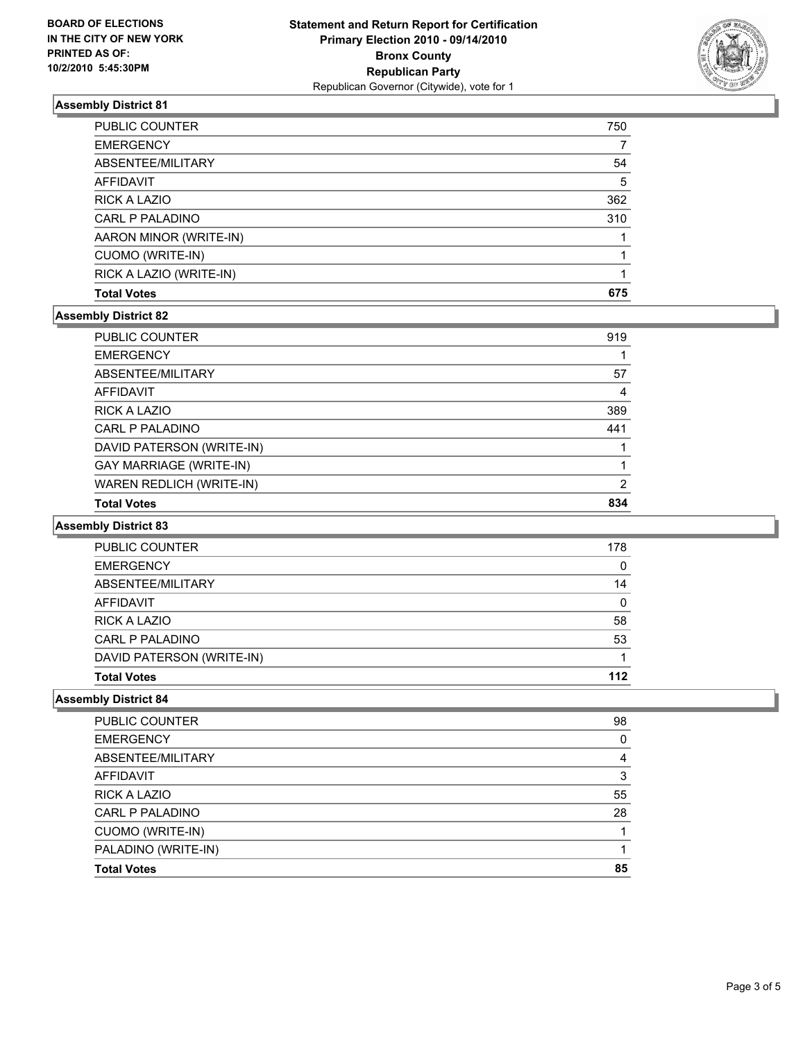**BOARD OF ELECTIONS IN THE CITY OF NEW YORK PRINTED AS OF: 10/2/2010 5:45:30PM**

**Statement and Return Report for Certification**
**Primary Election 2010 - 09/14/2010**
**Bronx County**
**Republican Party**
Republican Governor (Citywide), vote for 1

### Assembly District 81

| | |
|---|---|
| PUBLIC COUNTER | 750 |
| EMERGENCY | 7 |
| ABSENTEE/MILITARY | 54 |
| AFFIDAVIT | 5 |
| RICK A LAZIO | 362 |
| CARL P PALADINO | 310 |
| AARON MINOR (WRITE-IN) | 1 |
| CUOMO (WRITE-IN) | 1 |
| RICK A LAZIO (WRITE-IN) | 1 |
| **Total Votes** | **675** |

### Assembly District 82

| | |
|---|---|
| PUBLIC COUNTER | 919 |
| EMERGENCY | 1 |
| ABSENTEE/MILITARY | 57 |
| AFFIDAVIT | 4 |
| RICK A LAZIO | 389 |
| CARL P PALADINO | 441 |
| DAVID PATERSON (WRITE-IN) | 1 |
| GAY MARRIAGE (WRITE-IN) | 1 |
| WAREN REDLICH (WRITE-IN) | 2 |
| **Total Votes** | **834** |

### Assembly District 83

| | |
|---|---|
| PUBLIC COUNTER | 178 |
| EMERGENCY | 0 |
| ABSENTEE/MILITARY | 14 |
| AFFIDAVIT | 0 |
| RICK A LAZIO | 58 |
| CARL P PALADINO | 53 |
| DAVID PATERSON (WRITE-IN) | 1 |
| **Total Votes** | **112** |

### Assembly District 84

| | |
|---|---|
| PUBLIC COUNTER | 98 |
| EMERGENCY | 0 |
| ABSENTEE/MILITARY | 4 |
| AFFIDAVIT | 3 |
| RICK A LAZIO | 55 |
| CARL P PALADINO | 28 |
| CUOMO (WRITE-IN) | 1 |
| PALADINO (WRITE-IN) | 1 |
| **Total Votes** | **85** |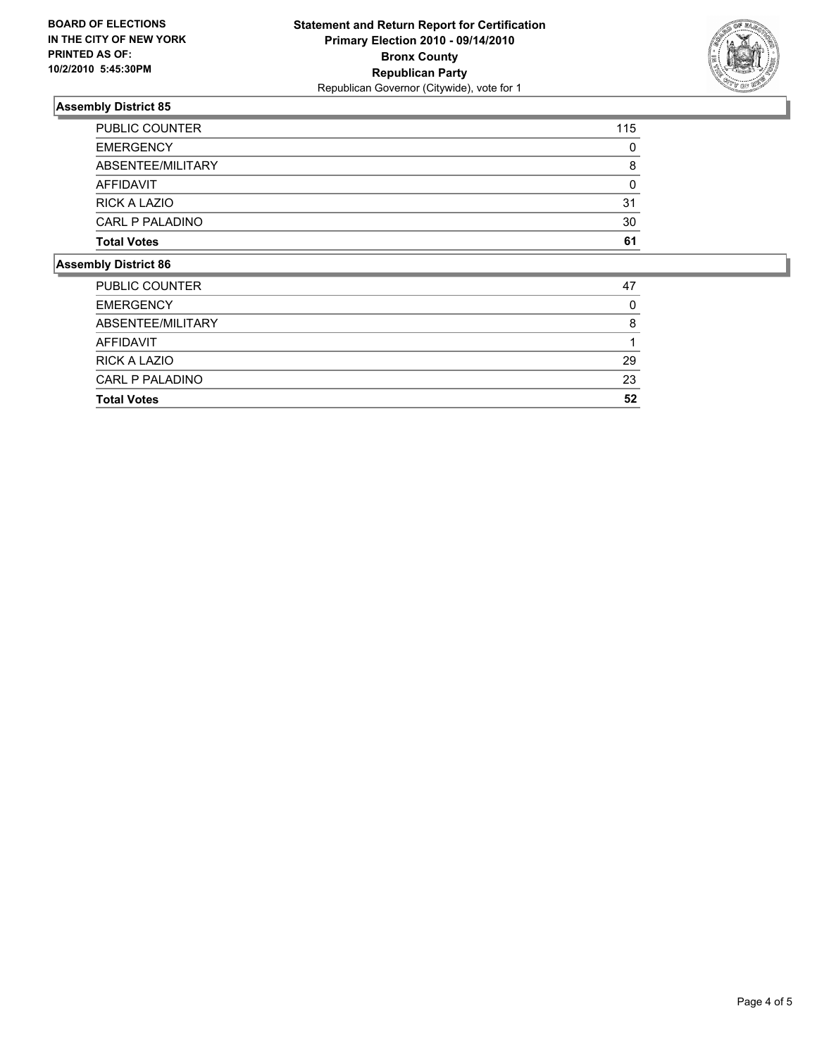**BOARD OF ELECTIONS IN THE CITY OF NEW YORK PRINTED AS OF: 10/2/2010 5:45:30PM**

**Statement and Return Report for Certification**
**Primary Election 2010 - 09/14/2010**
**Bronx County**
**Republican Party**
Republican Governor (Citywide), vote for 1

## Assembly District 85

| | |
|---|---|
| PUBLIC COUNTER | 115 |
| EMERGENCY | 0 |
| ABSENTEE/MILITARY | 8 |
| AFFIDAVIT | 0 |
| RICK A LAZIO | 31 |
| CARL P PALADINO | 30 |
| **Total Votes** | **61** |

## Assembly District 86

| | |
|---|---|
| PUBLIC COUNTER | 47 |
| EMERGENCY | 0 |
| ABSENTEE/MILITARY | 8 |
| AFFIDAVIT | 1 |
| RICK A LAZIO | 29 |
| CARL P PALADINO | 23 |
| **Total Votes** | **52** |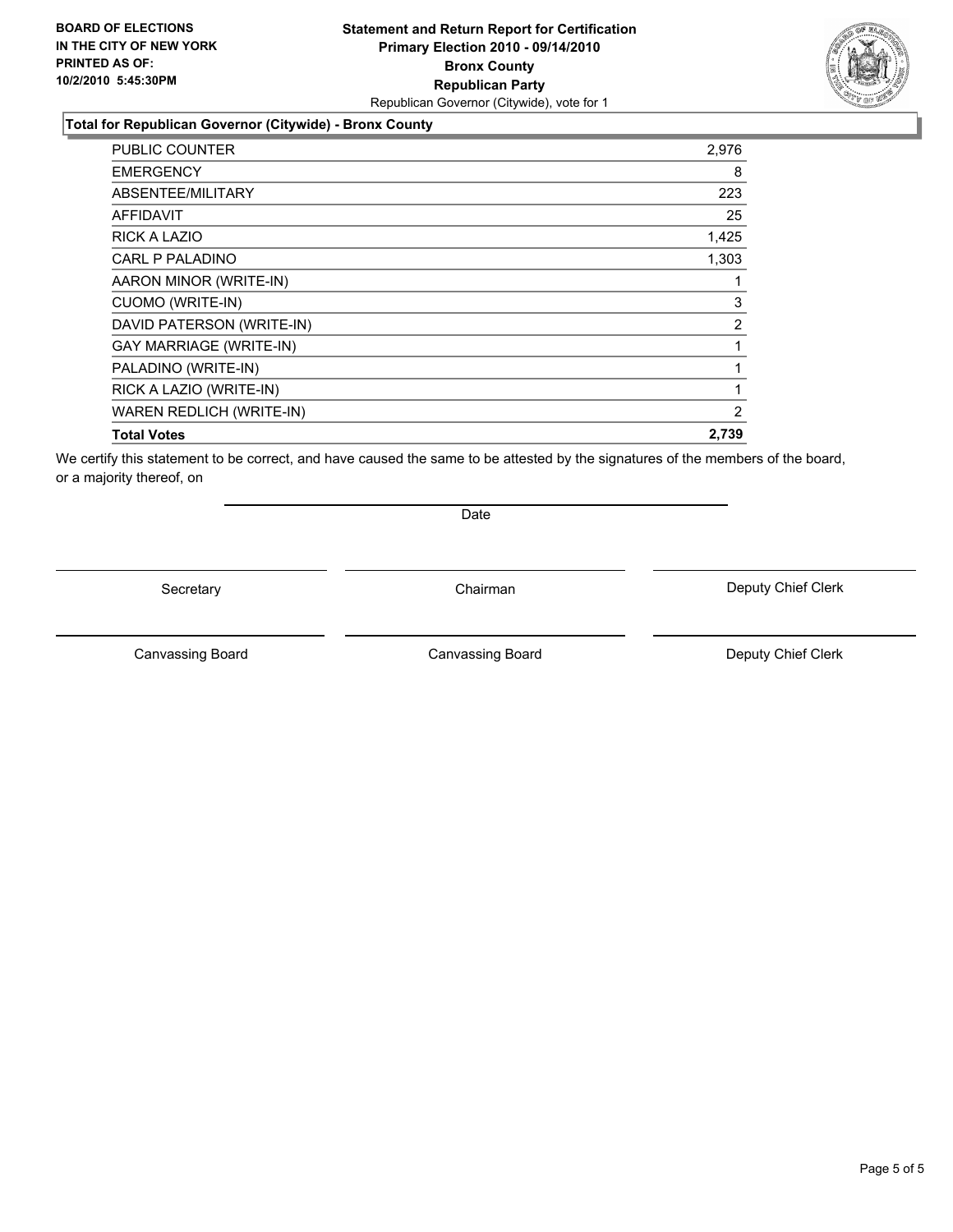**BOARD OF ELECTIONS IN THE CITY OF NEW YORK PRINTED AS OF: 10/2/2010 5:45:30PM**

**Statement and Return Report for Certification**
**Primary Election 2010 - 09/14/2010**
**Bronx County**
**Republican Party**
Republican Governor (Citywide), vote for 1

### Total for Republican Governor (Citywide) - Bronx County

| | |
|---|---|
| PUBLIC COUNTER | 2,976 |
| EMERGENCY | 8 |
| ABSENTEE/MILITARY | 223 |
| AFFIDAVIT | 25 |
| RICK A LAZIO | 1,425 |
| CARL P PALADINO | 1,303 |
| AARON MINOR (WRITE-IN) | 1 |
| CUOMO (WRITE-IN) | 3 |
| DAVID PATERSON (WRITE-IN) | 2 |
| GAY MARRIAGE (WRITE-IN) | 1 |
| PALADINO (WRITE-IN) | 1 |
| RICK A LAZIO (WRITE-IN) | 1 |
| WAREN REDLICH (WRITE-IN) | 2 |
| **Total Votes** | **2,739** |

We certify this statement to be correct, and have caused the same to be attested by the signatures of the members of the board, or a majority thereof, on

Date

Secretary

Chairman

Deputy Chief Clerk

Canvassing Board

Canvassing Board

Deputy Chief Clerk